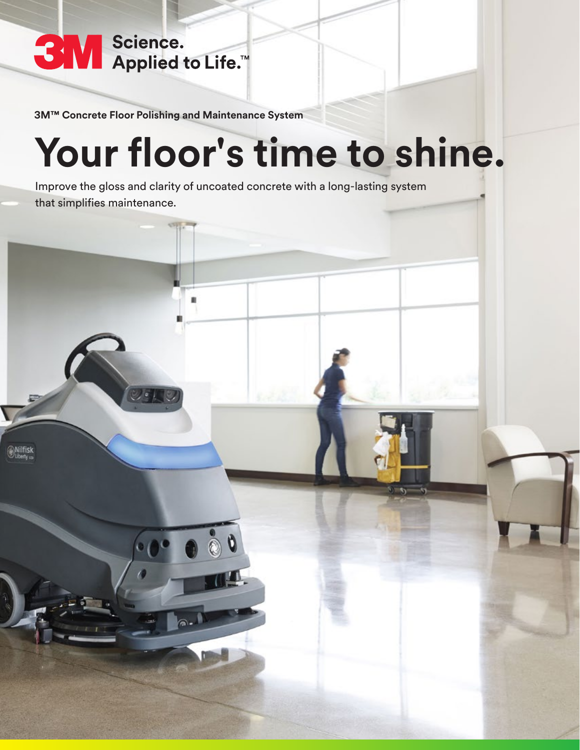3M Science. Applied to Life.™

**3M™ Concrete Floor Polishing and Maintenance System**

# Your floor's time to shine.

Improve the gloss and clarity of uncoated concrete with a long-lasting system that simplifies maintenance.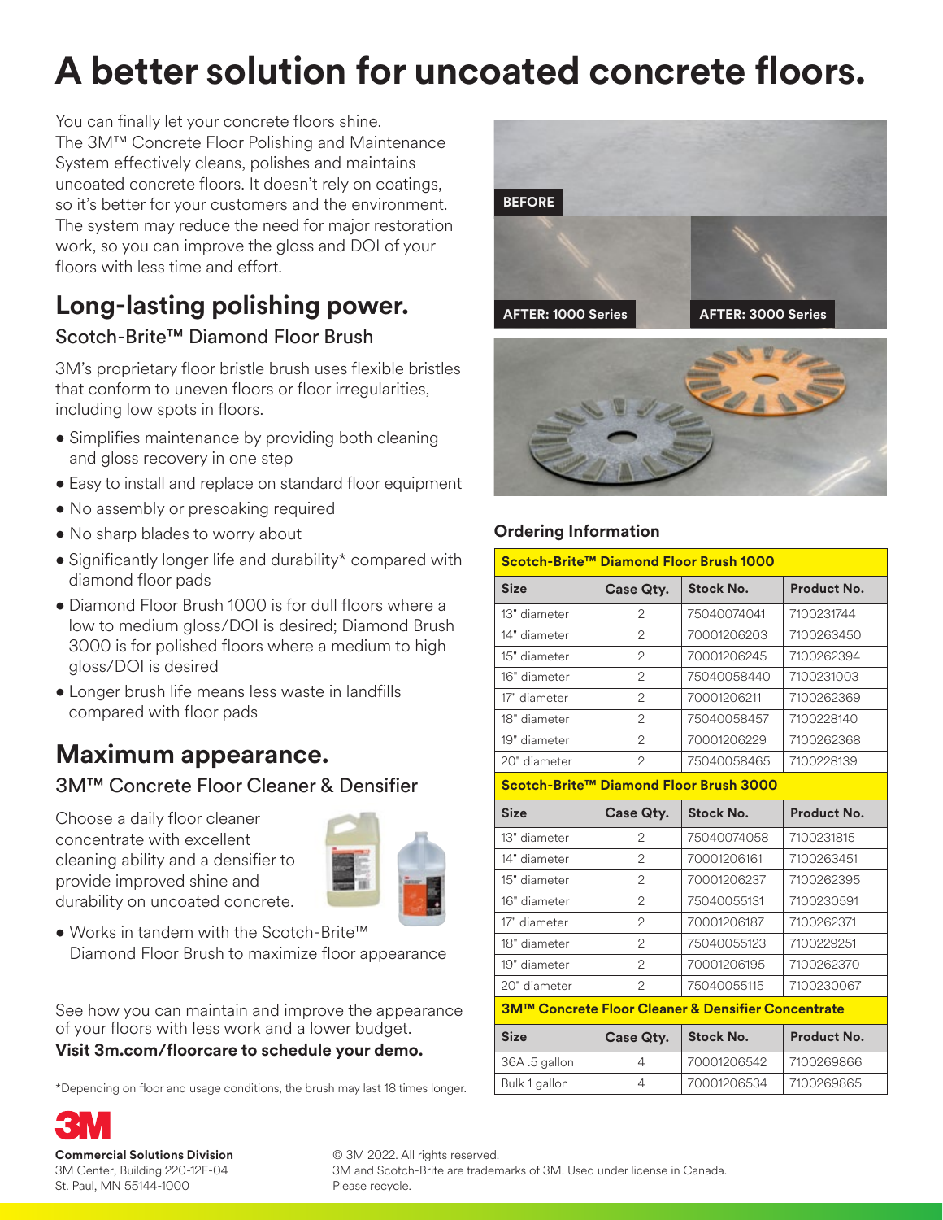# A better solution for uncoated concrete floors.

You can finally let your concrete floors shine. The 3M™ Concrete Floor Polishing and Maintenance System effectively cleans, polishes and maintains uncoated concrete floors. It doesn't rely on coatings, so it's better for your customers and the environment. The system may reduce the need for major restoration work, so you can improve the gloss and DOI of your floors with less time and effort.

## Long-lasting polishing power.

### Scotch-Brite™ Diamond Floor Brush

3M's proprietary floor bristle brush uses flexible bristles that conform to uneven floors or floor irregularities, including low spots in floors.

- Simplifies maintenance by providing both cleaning and gloss recovery in one step
- Easy to install and replace on standard floor equipment
- No assembly or presoaking required
- No sharp blades to worry about
- Significantly longer life and durability* compared with diamond floor pads
- Diamond Floor Brush 1000 is for dull floors where a low to medium gloss/DOI is desired; Diamond Brush 3000 is for polished floors where a medium to high gloss/DOI is desired
- Longer brush life means less waste in landfills compared with floor pads

## Maximum appearance.

### 3M™ Concrete Floor Cleaner & Densifier

Choose a daily floor cleaner concentrate with excellent cleaning ability and a densifier to provide improved shine and durability on uncoated concrete.

- Works in tandem with the Scotch-Brite™ Diamond Floor Brush to maximize floor appearance

See how you can maintain and improve the appearance of your floors with less work and a lower budget.
**Visit 3m.com/floorcare to schedule your demo.**

*Depending on floor and usage conditions, the brush may last 18 times longer.

BEFORE

AFTER: 1000 Series

AFTER: 3000 Series

### Ordering Information

| Scotch-Brite™ Diamond Floor Brush 1000 | | | |
|---|---|---|---|
| **Size** | **Case Qty.** | **Stock No.** | **Product No.** |
| 13" diameter | 2 | 75040074041 | 7100231744 |
| 14" diameter | 2 | 70001206203 | 7100263450 |
| 15" diameter | 2 | 70001206245 | 7100262394 |
| 16" diameter | 2 | 75040058440 | 7100231003 |
| 17" diameter | 2 | 70001206211 | 7100262369 |
| 18" diameter | 2 | 75040058457 | 7100228140 |
| 19" diameter | 2 | 70001206229 | 7100262368 |
| 20" diameter | 2 | 75040058465 | 7100228139 |
| **Scotch-Brite™ Diamond Floor Brush 3000** | | | |
| **Size** | **Case Qty.** | **Stock No.** | **Product No.** |
| 13" diameter | 2 | 75040074058 | 7100231815 |
| 14" diameter | 2 | 70001206161 | 7100263451 |
| 15" diameter | 2 | 70001206237 | 7100262395 |
| 16" diameter | 2 | 75040055131 | 7100230591 |
| 17" diameter | 2 | 70001206187 | 7100262371 |
| 18" diameter | 2 | 75040055123 | 7100229251 |
| 19" diameter | 2 | 70001206195 | 7100262370 |
| 20" diameter | 2 | 75040055115 | 7100230067 |
| **3M™ Concrete Floor Cleaner & Densifier Concentrate** | | | |
| **Size** | **Case Qty.** | **Stock No.** | **Product No.** |
| 36A .5 gallon | 4 | 70001206542 | 7100269866 |
| Bulk 1 gallon | 4 | 70001206534 | 7100269865 |

**Commercial Solutions Division**
3M Center, Building 220-12E-04
St. Paul, MN 55144-1000

© 3M 2022. All rights reserved.
3M and Scotch-Brite are trademarks of 3M. Used under license in Canada.
Please recycle.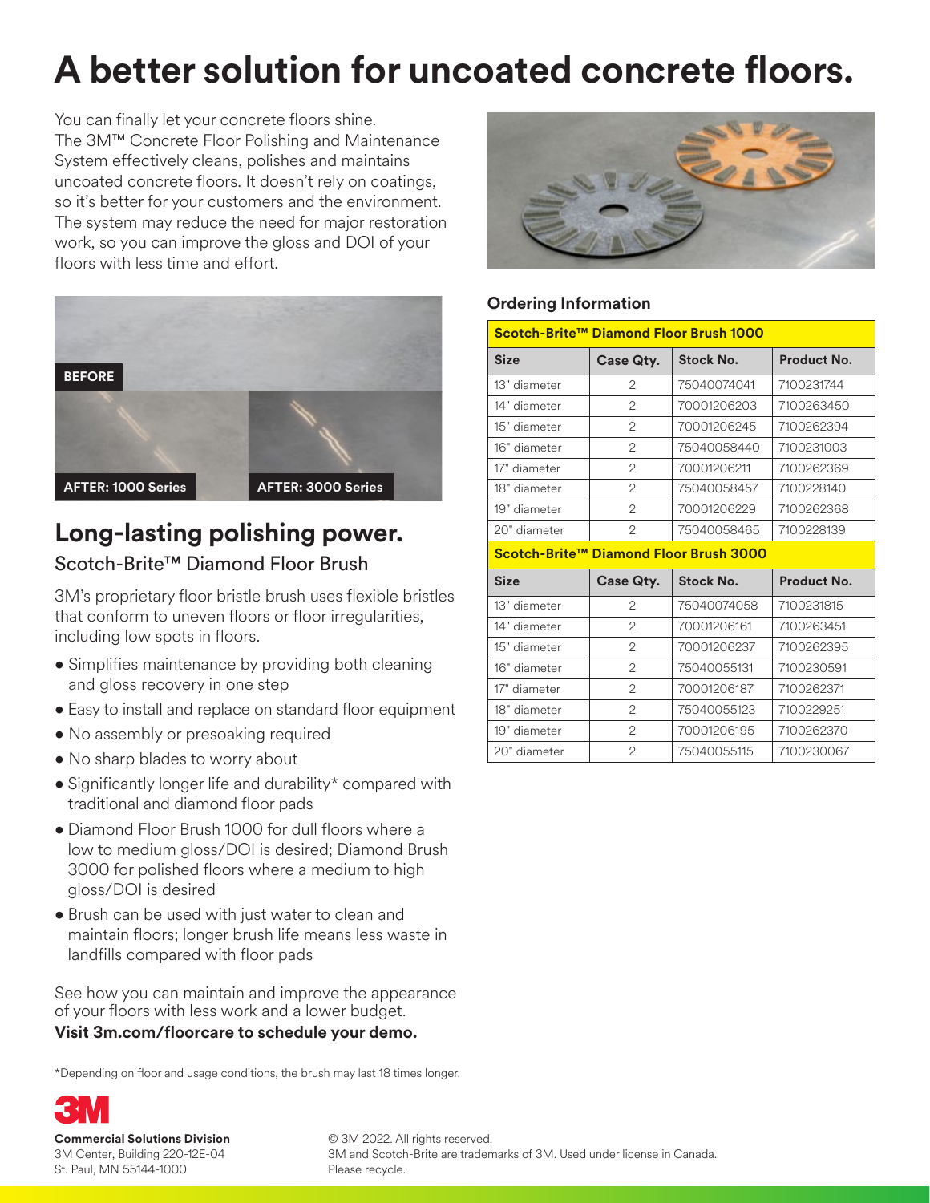# A better solution for uncoated concrete floors.

You can finally let your concrete floors shine. The 3M™ Concrete Floor Polishing and Maintenance System effectively cleans, polishes and maintains uncoated concrete floors. It doesn't rely on coatings, so it's better for your customers and the environment. The system may reduce the need for major restoration work, so you can improve the gloss and DOI of your floors with less time and effort.

BEFORE

AFTER: 1000 Series

AFTER: 3000 Series

## Long-lasting polishing power.

### Scotch-Brite™ Diamond Floor Brush

3M's proprietary floor bristle brush uses flexible bristles that conform to uneven floors or floor irregularities, including low spots in floors.

- Simplifies maintenance by providing both cleaning and gloss recovery in one step
- Easy to install and replace on standard floor equipment
- No assembly or presoaking required
- No sharp blades to worry about
- Significantly longer life and durability* compared with traditional and diamond floor pads
- Diamond Floor Brush 1000 for dull floors where a low to medium gloss/DOI is desired; Diamond Brush 3000 for polished floors where a medium to high gloss/DOI is desired
- Brush can be used with just water to clean and maintain floors; longer brush life means less waste in landfills compared with floor pads

See how you can maintain and improve the appearance of your floors with less work and a lower budget.
**Visit 3m.com/floorcare to schedule your demo.**

*Depending on floor and usage conditions, the brush may last 18 times longer.

### Ordering Information

| **Scotch-Brite™ Diamond Floor Brush 1000** | | | |
|---|---|---|---|
| **Size** | **Case Qty.** | **Stock No.** | **Product No.** |
| 13" diameter | 2 | 75040074041 | 7100231744 |
| 14" diameter | 2 | 70001206203 | 7100263450 |
| 15" diameter | 2 | 70001206245 | 7100262394 |
| 16" diameter | 2 | 75040058440 | 7100231003 |
| 17" diameter | 2 | 70001206211 | 7100262369 |
| 18" diameter | 2 | 75040058457 | 7100228140 |
| 19" diameter | 2 | 70001206229 | 7100262368 |
| 20" diameter | 2 | 75040058465 | 7100228139 |

| **Scotch-Brite™ Diamond Floor Brush 3000** | | | |
|---|---|---|---|
| **Size** | **Case Qty.** | **Stock No.** | **Product No.** |
| 13" diameter | 2 | 75040074058 | 7100231815 |
| 14" diameter | 2 | 70001206161 | 7100263451 |
| 15" diameter | 2 | 70001206237 | 7100262395 |
| 16" diameter | 2 | 75040055131 | 7100230591 |
| 17" diameter | 2 | 70001206187 | 7100262371 |
| 18" diameter | 2 | 75040055123 | 7100229251 |
| 19" diameter | 2 | 70001206195 | 7100262370 |
| 20" diameter | 2 | 75040055115 | 7100230067 |

3M

**Commercial Solutions Division**
3M Center, Building 220-12E-04
St. Paul, MN 55144-1000

© 3M 2022. All rights reserved.
3M and Scotch-Brite are trademarks of 3M. Used under license in Canada.
Please recycle.